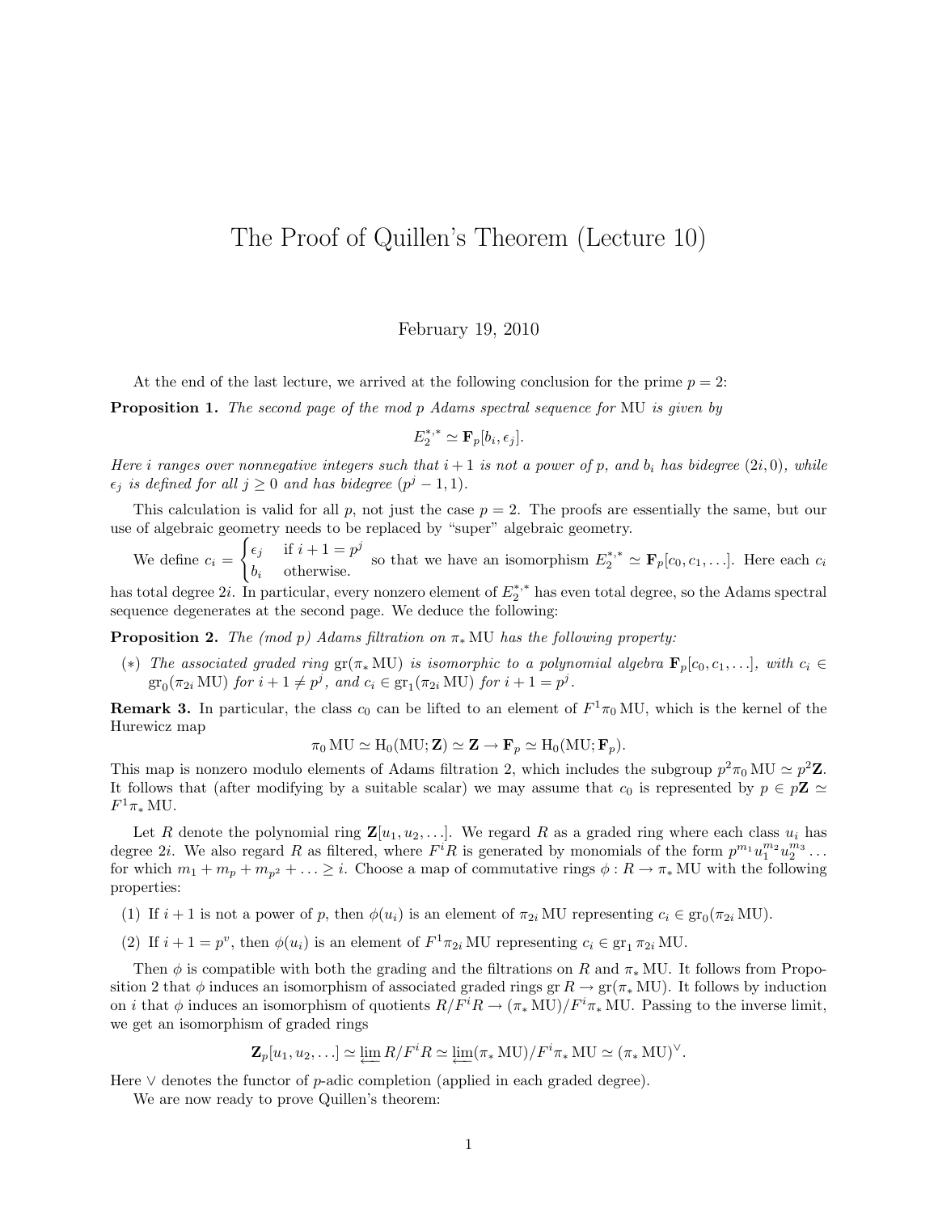# The Proof of Quillen's Theorem (Lecture 10)

February 19, 2010

At the end of the last lecture, we arrived at the following conclusion for the prime $p = 2$:

**Proposition 1.** *The second page of the mod $p$ Adams spectral sequence for* MU *is given by*

$$E_2^{*,*} \simeq \mathbf{F}_p[b_i, \epsilon_j].$$

*Here $i$ ranges over nonnegative integers such that $i+1$ is not a power of $p$, and $b_i$ has bidegree $(2i, 0)$, while $\epsilon_j$ is defined for all $j \geq 0$ and has bidegree $(p^j - 1, 1)$.*

This calculation is valid for all $p$, not just the case $p = 2$. The proofs are essentially the same, but our use of algebraic geometry needs to be replaced by "super" algebraic geometry.

We define $c_i = \begin{cases} \epsilon_j & \text{if } i+1 = p^j \\ b_i & \text{otherwise.} \end{cases}$ so that we have an isomorphism $E_2^{*,*} \simeq \mathbf{F}_p[c_0, c_1, \ldots]$. Here each $c_i$ has total degree $2i$. In particular, every nonzero element of $E_2^{*,*}$ has even total degree, so the Adams spectral sequence degenerates at the second page. We deduce the following:

**Proposition 2.** *The (mod $p$) Adams filtration on $\pi_*$ MU has the following property:*

($*$) *The associated graded ring $\mathrm{gr}(\pi_* \mathrm{MU})$ is isomorphic to a polynomial algebra $\mathbf{F}_p[c_0, c_1, \ldots]$, with $c_i \in \mathrm{gr}_0(\pi_{2i} \mathrm{MU})$ for $i + 1 \neq p^j$, and $c_i \in \mathrm{gr}_1(\pi_{2i} \mathrm{MU})$ for $i + 1 = p^j$.*

**Remark 3.** In particular, the class $c_0$ can be lifted to an element of $F^1 \pi_0 \mathrm{MU}$, which is the kernel of the Hurewicz map

$$\pi_0 \mathrm{MU} \simeq \mathrm{H}_0(\mathrm{MU}; \mathbf{Z}) \simeq \mathbf{Z} \to \mathbf{F}_p \simeq \mathrm{H}_0(\mathrm{MU}; \mathbf{F}_p).$$

This map is nonzero modulo elements of Adams filtration 2, which includes the subgroup $p^2 \pi_0 \mathrm{MU} \simeq p^2 \mathbf{Z}$. It follows that (after modifying by a suitable scalar) we may assume that $c_0$ is represented by $p \in p\mathbf{Z} \simeq F^1 \pi_* \mathrm{MU}$.

Let $R$ denote the polynomial ring $\mathbf{Z}[u_1, u_2, \ldots]$. We regard $R$ as a graded ring where each class $u_i$ has degree $2i$. We also regard $R$ as filtered, where $F^i R$ is generated by monomials of the form $p^{m_1} u_1^{m_2} u_2^{m_3} \ldots$ for which $m_1 + m_p + m_{p^2} + \ldots \geq i$. Choose a map of commutative rings $\phi : R \to \pi_* \mathrm{MU}$ with the following properties:

(1) If $i + 1$ is not a power of $p$, then $\phi(u_i)$ is an element of $\pi_{2i} \mathrm{MU}$ representing $c_i \in \mathrm{gr}_0(\pi_{2i} \mathrm{MU})$.

(2) If $i + 1 = p^v$, then $\phi(u_i)$ is an element of $F^1 \pi_{2i} \mathrm{MU}$ representing $c_i \in \mathrm{gr}_1 \pi_{2i} \mathrm{MU}$.

Then $\phi$ is compatible with both the grading and the filtrations on $R$ and $\pi_* \mathrm{MU}$. It follows from Proposition 2 that $\phi$ induces an isomorphism of associated graded rings $\mathrm{gr}\, R \to \mathrm{gr}(\pi_* \mathrm{MU})$. It follows by induction on $i$ that $\phi$ induces an isomorphism of quotients $R/F^i R \to (\pi_* \mathrm{MU})/F^i \pi_* \mathrm{MU}$. Passing to the inverse limit, we get an isomorphism of graded rings

$$\mathbf{Z}_p[u_1, u_2, \ldots] \simeq \varprojlim R/F^i R \simeq \varprojlim (\pi_* \mathrm{MU})/F^i \pi_* \mathrm{MU} \simeq (\pi_* \mathrm{MU})^\vee.$$

Here $\vee$ denotes the functor of $p$-adic completion (applied in each graded degree).

We are now ready to prove Quillen's theorem: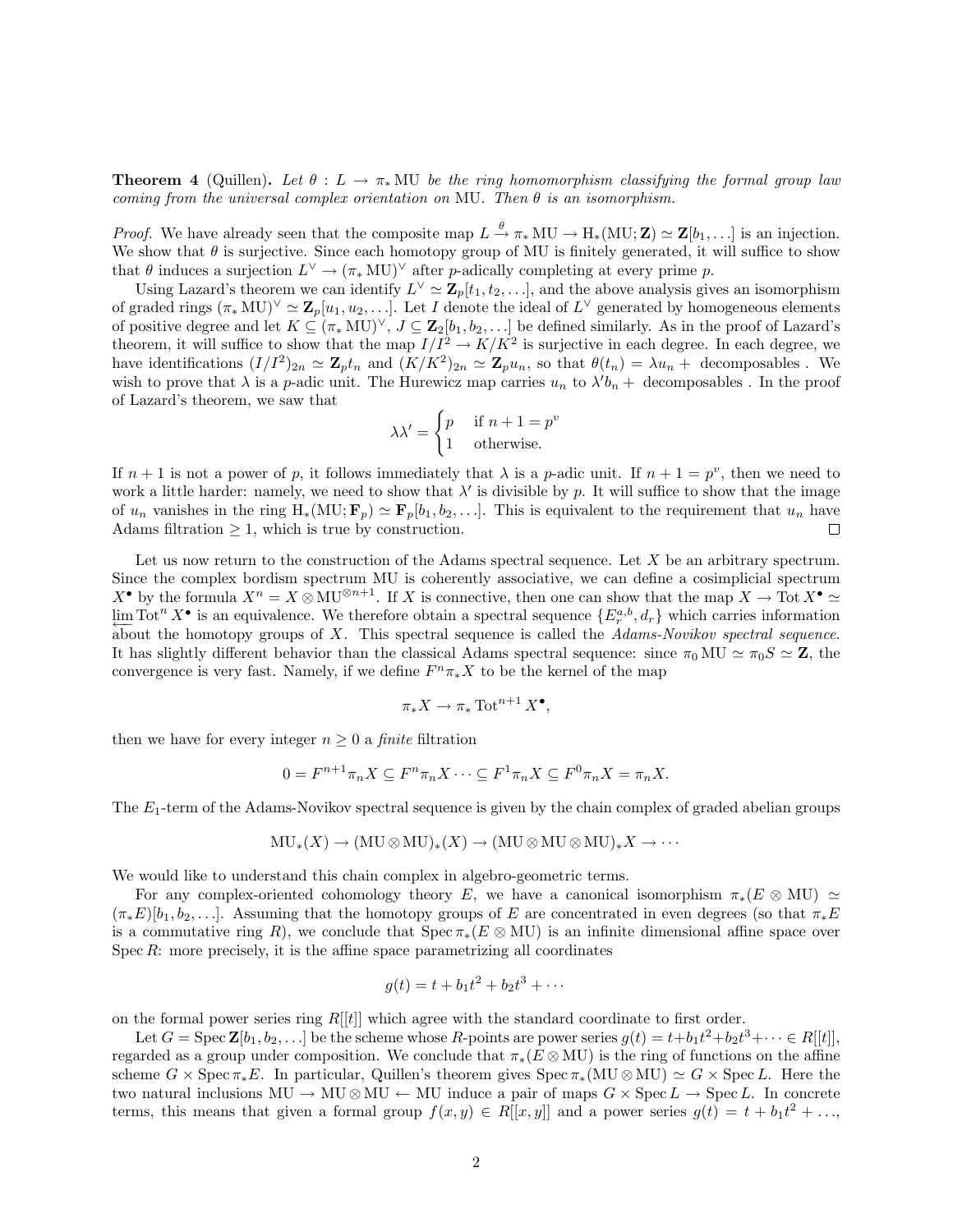**Theorem 4** (Quillen). *Let $\theta : L \to \pi_* \mathrm{MU}$ be the ring homomorphism classifying the formal group law coming from the universal complex orientation on MU. Then $\theta$ is an isomorphism.*

*Proof.* We have already seen that the composite map $L \xrightarrow{\theta} \pi_* \mathrm{MU} \to \mathrm{H}_*(\mathrm{MU}; \mathbf{Z}) \simeq \mathbf{Z}[b_1, \ldots]$ is an injection. We show that $\theta$ is surjective. Since each homotopy group of MU is finitely generated, it will suffice to show that $\theta$ induces a surjection $L^\vee \to (\pi_* \mathrm{MU})^\vee$ after $p$-adically completing at every prime $p$.

Using Lazard's theorem we can identify $L^\vee \simeq \mathbf{Z}_p[t_1, t_2, \ldots]$, and the above analysis gives an isomorphism of graded rings $(\pi_* \mathrm{MU})^\vee \simeq \mathbf{Z}_p[u_1, u_2, \ldots]$. Let $I$ denote the ideal of $L^\vee$ generated by homogeneous elements of positive degree and let $K \subseteq (\pi_* \mathrm{MU})^\vee$, $J \subseteq \mathbf{Z}_2[b_1, b_2, \ldots]$ be defined similarly. As in the proof of Lazard's theorem, it will suffice to show that the map $I/I^2 \to K/K^2$ is surjective in each degree. In each degree, we have identifications $(I/I^2)_{2n} \simeq \mathbf{Z}_p t_n$ and $(K/K^2)_{2n} \simeq \mathbf{Z}_p u_n$, so that $\theta(t_n) = \lambda u_n +$ decomposables . We wish to prove that $\lambda$ is a $p$-adic unit. The Hurewicz map carries $u_n$ to $\lambda' b_n +$ decomposables . In the proof of Lazard's theorem, we saw that

$$\lambda\lambda' = \begin{cases} p & \text{if } n+1 = p^v \\ 1 & \text{otherwise.} \end{cases}$$

If $n+1$ is not a power of $p$, it follows immediately that $\lambda$ is a $p$-adic unit. If $n+1 = p^v$, then we need to work a little harder: namely, we need to show that $\lambda'$ is divisible by $p$. It will suffice to show that the image of $u_n$ vanishes in the ring $\mathrm{H}_*(\mathrm{MU}; \mathbf{F}_p) \simeq \mathbf{F}_p[b_1, b_2, \ldots]$. This is equivalent to the requirement that $u_n$ have Adams filtration $\geq 1$, which is true by construction. □

Let us now return to the construction of the Adams spectral sequence. Let $X$ be an arbitrary spectrum. Since the complex bordism spectrum MU is coherently associative, we can define a cosimplicial spectrum $X^\bullet$ by the formula $X^n = X \otimes \mathrm{MU}^{\otimes n+1}$. If $X$ is connective, then one can show that the map $X \to \mathrm{Tot}\, X^\bullet \simeq \varprojlim \mathrm{Tot}^n X^\bullet$ is an equivalence. We therefore obtain a spectral sequence $\{E_r^{a,b}, d_r\}$ which carries information about the homotopy groups of $X$. This spectral sequence is called the *Adams-Novikov spectral sequence*. It has slightly different behavior than the classical Adams spectral sequence: since $\pi_0 \mathrm{MU} \simeq \pi_0 S \simeq \mathbf{Z}$, the convergence is very fast. Namely, if we define $F^n \pi_* X$ to be the kernel of the map

$$\pi_* X \to \pi_* \mathrm{Tot}^{n+1} X^\bullet,$$

then we have for every integer $n \geq 0$ a *finite* filtration

$$0 = F^{n+1}\pi_n X \subseteq F^n \pi_n X \cdots \subseteq F^1 \pi_n X \subseteq F^0 \pi_n X = \pi_n X.$$

The $E_1$-term of the Adams-Novikov spectral sequence is given by the chain complex of graded abelian groups

$$\mathrm{MU}_*(X) \to (\mathrm{MU} \otimes \mathrm{MU})_*(X) \to (\mathrm{MU} \otimes \mathrm{MU} \otimes \mathrm{MU})_* X \to \cdots$$

We would like to understand this chain complex in algebro-geometric terms.

For any complex-oriented cohomology theory $E$, we have a canonical isomorphism $\pi_*(E \otimes \mathrm{MU}) \simeq (\pi_* E)[b_1, b_2, \ldots]$. Assuming that the homotopy groups of $E$ are concentrated in even degrees (so that $\pi_* E$ is a commutative ring $R$), we conclude that $\mathrm{Spec}\, \pi_*(E \otimes \mathrm{MU})$ is an infinite dimensional affine space over $\mathrm{Spec}\, R$: more precisely, it is the affine space parametrizing all coordinates

$$g(t) = t + b_1 t^2 + b_2 t^3 + \cdots$$

on the formal power series ring $R[[t]]$ which agree with the standard coordinate to first order.

Let $G = \mathrm{Spec}\, \mathbf{Z}[b_1, b_2, \ldots]$ be the scheme whose $R$-points are power series $g(t) = t + b_1 t^2 + b_2 t^3 + \cdots \in R[[t]]$, regarded as a group under composition. We conclude that $\pi_*(E \otimes \mathrm{MU})$ is the ring of functions on the affine scheme $G \times \mathrm{Spec}\, \pi_* E$. In particular, Quillen's theorem gives $\mathrm{Spec}\, \pi_*(\mathrm{MU} \otimes \mathrm{MU}) \simeq G \times \mathrm{Spec}\, L$. Here the two natural inclusions $\mathrm{MU} \to \mathrm{MU} \otimes \mathrm{MU} \leftarrow \mathrm{MU}$ induce a pair of maps $G \times \mathrm{Spec}\, L \to \mathrm{Spec}\, L$. In concrete terms, this means that given a formal group $f(x, y) \in R[[x, y]]$ and a power series $g(t) = t + b_1 t^2 + \ldots$,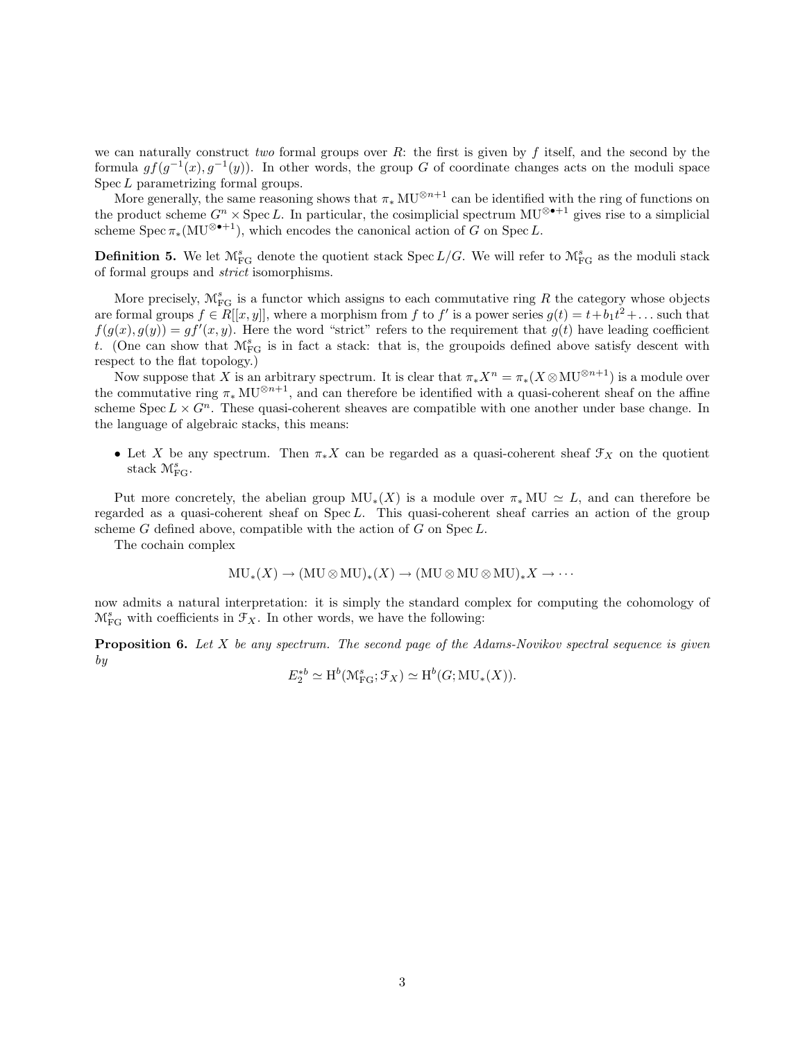we can naturally construct *two* formal groups over $R$: the first is given by $f$ itself, and the second by the formula $gf(g^{-1}(x), g^{-1}(y))$. In other words, the group $G$ of coordinate changes acts on the moduli space $\operatorname{Spec} L$ parametrizing formal groups.

More generally, the same reasoning shows that $\pi_* \mathrm{MU}^{\otimes n+1}$ can be identified with the ring of functions on the product scheme $G^n \times \operatorname{Spec} L$. In particular, the cosimplicial spectrum $\mathrm{MU}^{\otimes \bullet+1}$ gives rise to a simplicial scheme $\operatorname{Spec} \pi_*(\mathrm{MU}^{\otimes \bullet+1})$, which encodes the canonical action of $G$ on $\operatorname{Spec} L$.

**Definition 5.** We let $\mathcal{M}^s_{\mathrm{FG}}$ denote the quotient stack $\operatorname{Spec} L/G$. We will refer to $\mathcal{M}^s_{\mathrm{FG}}$ as the moduli stack of formal groups and *strict* isomorphisms.

More precisely, $\mathcal{M}^s_{\mathrm{FG}}$ is a functor which assigns to each commutative ring $R$ the category whose objects are formal groups $f \in R[[x, y]]$, where a morphism from $f$ to $f'$ is a power series $g(t) = t + b_1 t^2 + \ldots$ such that $f(g(x), g(y)) = gf'(x, y)$. Here the word "strict" refers to the requirement that $g(t)$ have leading coefficient $t$. (One can show that $\mathcal{M}^s_{\mathrm{FG}}$ is in fact a stack: that is, the groupoids defined above satisfy descent with respect to the flat topology.)

Now suppose that $X$ is an arbitrary spectrum. It is clear that $\pi_* X^n = \pi_*(X \otimes \mathrm{MU}^{\otimes n+1})$ is a module over the commutative ring $\pi_* \mathrm{MU}^{\otimes n+1}$, and can therefore be identified with a quasi-coherent sheaf on the affine scheme $\operatorname{Spec} L \times G^n$. These quasi-coherent sheaves are compatible with one another under base change. In the language of algebraic stacks, this means:

- Let $X$ be any spectrum. Then $\pi_* X$ can be regarded as a quasi-coherent sheaf $\mathcal{F}_X$ on the quotient stack $\mathcal{M}^s_{\mathrm{FG}}$.

Put more concretely, the abelian group $\mathrm{MU}_*(X)$ is a module over $\pi_* \mathrm{MU} \simeq L$, and can therefore be regarded as a quasi-coherent sheaf on $\operatorname{Spec} L$. This quasi-coherent sheaf carries an action of the group scheme $G$ defined above, compatible with the action of $G$ on $\operatorname{Spec} L$.

The cochain complex

$$\mathrm{MU}_*(X) \to (\mathrm{MU} \otimes \mathrm{MU})_*(X) \to (\mathrm{MU} \otimes \mathrm{MU} \otimes \mathrm{MU})_* X \to \cdots$$

now admits a natural interpretation: it is simply the standard complex for computing the cohomology of $\mathcal{M}^s_{\mathrm{FG}}$ with coefficients in $\mathcal{F}_X$. In other words, we have the following:

**Proposition 6.** *Let $X$ be any spectrum. The second page of the Adams-Novikov spectral sequence is given by*

$$E_2^{*b} \simeq \mathrm{H}^b(\mathcal{M}^s_{\mathrm{FG}}; \mathcal{F}_X) \simeq \mathrm{H}^b(G; \mathrm{MU}_*(X)).$$